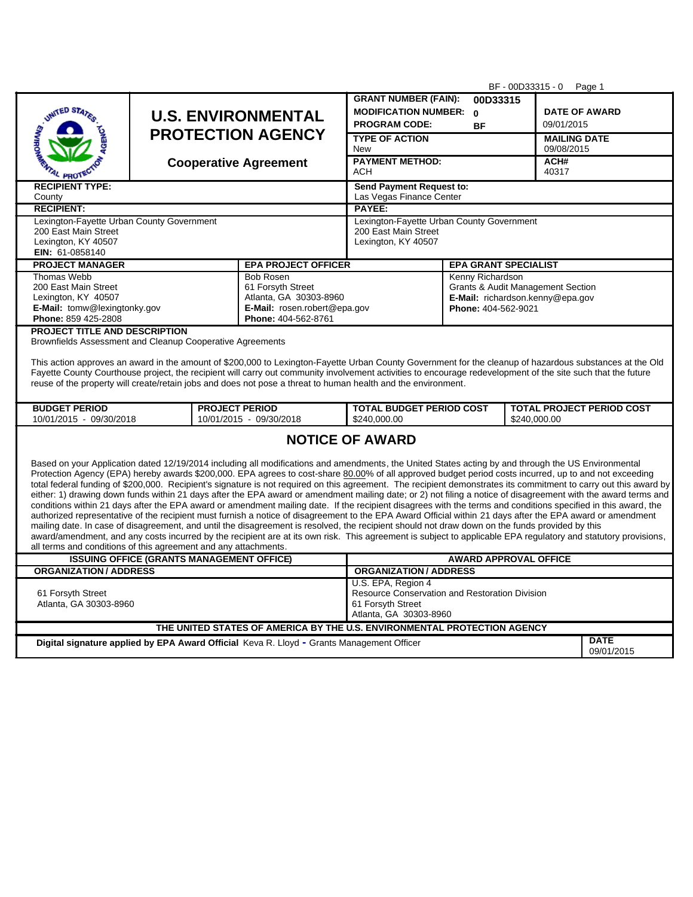# U.S. ENVIRONMENTAL PROTECTION AGENCY

**Cooperative Agreement**

| | |
|---|---|
| **GRANT NUMBER (FAIN):** | 00D33315 |
| **MODIFICATION NUMBER:** | 0 |
| **PROGRAM CODE:** | BF |
| **DATE OF AWARD** | 09/01/2015 |
| **TYPE OF ACTION** | New |
| **MAILING DATE** | 09/08/2015 |
| **PAYMENT METHOD:** | ACH |
| **ACH#** | 40317 |

| **RECIPIENT TYPE:** | **Send Payment Request to:** |
|---|---|
| County | Las Vegas Finance Center |
| **RECIPIENT:** | **PAYEE:** |
| Lexington-Fayette Urban County Government<br>200 East Main Street<br>Lexington, KY 40507<br>**EIN:** 61-0858140 | Lexington-Fayette Urban County Government<br>200 East Main Street<br>Lexington, KY 40507 |

| **PROJECT MANAGER** | **EPA PROJECT OFFICER** | **EPA GRANT SPECIALIST** |
|---|---|---|
| Thomas Webb<br>200 East Main Street<br>Lexington, KY 40507<br>**E-Mail:** tomw@lexingtonky.gov<br>**Phone:** 859 425-2808 | Bob Rosen<br>61 Forsyth Street<br>Atlanta, GA 30303-8960<br>**E-Mail:** rosen.robert@epa.gov<br>**Phone:** 404-562-8761 | Kenny Richardson<br>Grants & Audit Management Section<br>**E-Mail:** richardson.kenny@epa.gov<br>**Phone:** 404-562-9021 |

**PROJECT TITLE AND DESCRIPTION**

Brownfields Assessment and Cleanup Cooperative Agreements

This action approves an award in the amount of $200,000 to Lexington-Fayette Urban County Government for the cleanup of hazardous substances at the Old Fayette County Courthouse project, the recipient will carry out community involvement activities to encourage redevelopment of the site such that the future reuse of the property will create/retain jobs and does not pose a threat to human health and the environment.

| **BUDGET PERIOD** | **PROJECT PERIOD** | **TOTAL BUDGET PERIOD COST** | **TOTAL PROJECT PERIOD COST** |
|---|---|---|---|
| 10/01/2015 - 09/30/2018 | 10/01/2015 - 09/30/2018 | $240,000.00 | $240,000.00 |

## NOTICE OF AWARD

Based on your Application dated 12/19/2014 including all modifications and amendments, the United States acting by and through the US Environmental Protection Agency (EPA) hereby awards $200,000. EPA agrees to cost-share 80.00% of all approved budget period costs incurred, up to and not exceeding total federal funding of $200,000. Recipient's signature is not required on this agreement. The recipient demonstrates its commitment to carry out this award by either: 1) drawing down funds within 21 days after the EPA award or amendment mailing date; or 2) not filing a notice of disagreement with the award terms and conditions within 21 days after the EPA award or amendment mailing date. If the recipient disagrees with the terms and conditions specified in this award, the authorized representative of the recipient must furnish a notice of disagreement to the EPA Award Official within 21 days after the EPA award or amendment mailing date. In case of disagreement, and until the disagreement is resolved, the recipient should not draw down on the funds provided by this award/amendment, and any costs incurred by the recipient are at its own risk. This agreement is subject to applicable EPA regulatory and statutory provisions, all terms and conditions of this agreement and any attachments.

| **ISSUING OFFICE (GRANTS MANAGEMENT OFFICE)** | **AWARD APPROVAL OFFICE** |
|---|---|
| **ORGANIZATION / ADDRESS** | **ORGANIZATION / ADDRESS** |
| 61 Forsyth Street<br>Atlanta, GA 30303-8960 | U.S. EPA, Region 4<br>Resource Conservation and Restoration Division<br>61 Forsyth Street<br>Atlanta, GA 30303-8960 |

**THE UNITED STATES OF AMERICA BY THE U.S. ENVIRONMENTAL PROTECTION AGENCY**

| | **DATE** |
|---|---|
| **Digital signature applied by EPA Award Official** Keva R. Lloyd - Grants Management Officer | 09/01/2015 |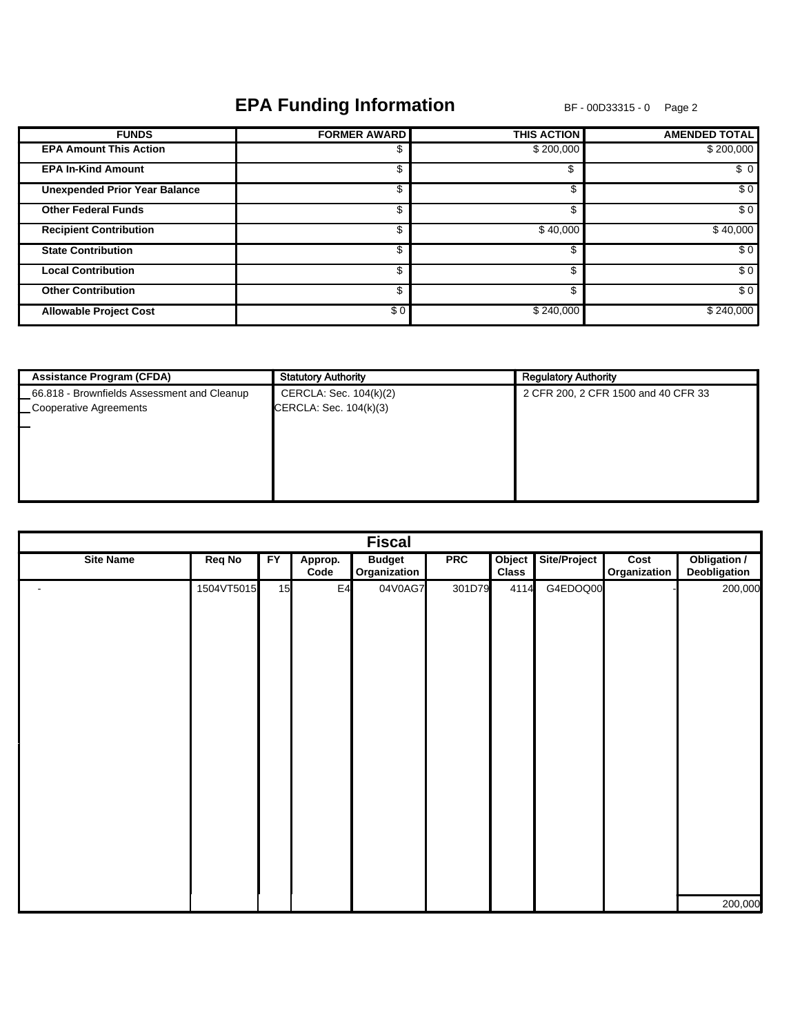# EPA Funding Information

BF - 00D33315 - 0

| FUNDS | FORMER AWARD | THIS ACTION | AMENDED TOTAL |
|---|---|---|---|
| EPA Amount This Action | $ | $ 200,000 | $ 200,000 |
| EPA In-Kind Amount | $ | $ | $ 0 |
| Unexpended Prior Year Balance | $ | $ | $ 0 |
| Other Federal Funds | $ | $ | $ 0 |
| Recipient Contribution | $ | $ 40,000 | $ 40,000 |
| State Contribution | $ | $ | $ 0 |
| Local Contribution | $ | $ | $ 0 |
| Other Contribution | $ | $ | $ 0 |
| Allowable Project Cost | $ 0 | $ 240,000 | $ 240,000 |

| Assistance Program (CFDA) | Statutory Authority | Regulatory Authority |
|---|---|---|
| 66.818 - Brownfields Assessment and Cleanup Cooperative Agreements | CERCLA: Sec. 104(k)(2)<br>CERCLA: Sec. 104(k)(3) | 2 CFR 200, 2 CFR 1500 and 40 CFR 33 |

## Fiscal

| Site Name | Req No | FY | Approp. Code | Budget Organization | PRC | Object Class | Site/Project | Cost Organization | Obligation / Deobligation |
|---|---|---|---|---|---|---|---|---|---|
| - | 1504VT5015 | 15 | E4 | 04V0AG7 | 301D79 | 4114 | G4EDOQ00 | - | 200,000 |
| | | | | | | | | | 200,000 |